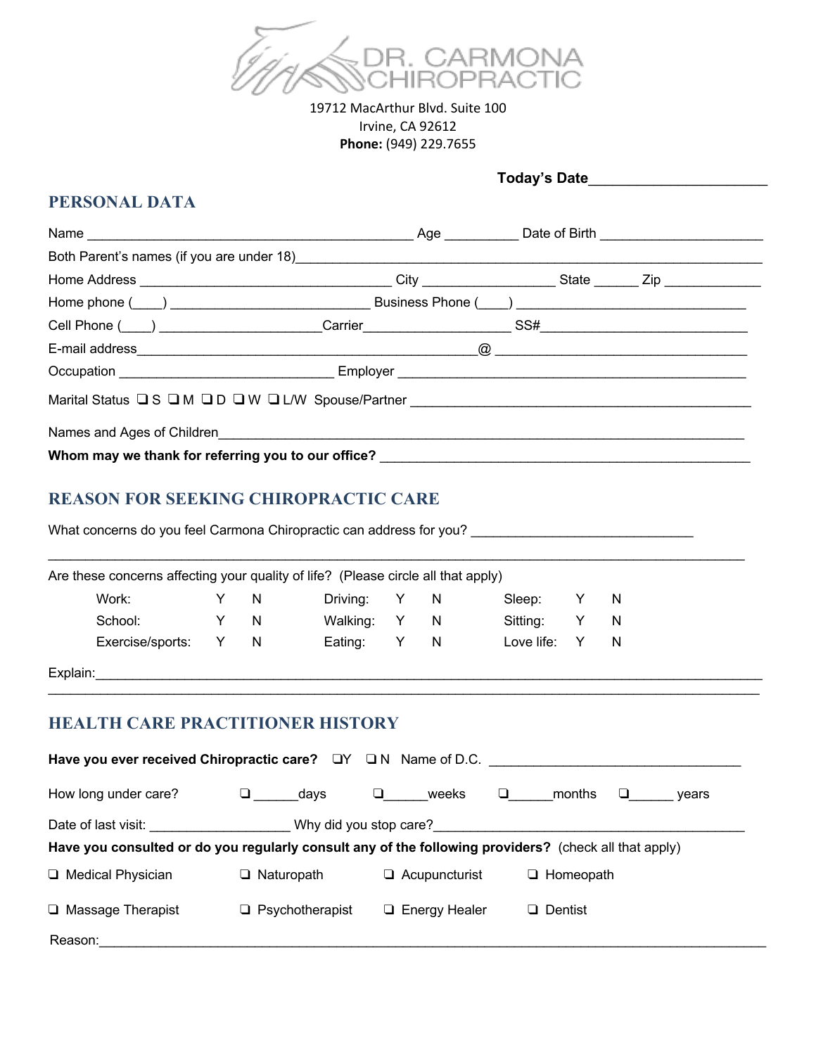# DR. CARMONA CHIROPRACTIC

19712 MacArthur Blvd. Suite 100
Irvine, CA 92612
**Phone:** (949) 229.7655

**Today's Date**______________________

## PERSONAL DATA

Name ____________________________________________ Age __________ Date of Birth ______________________

Both Parent's names (if you are under 18)_____________________________________________________________

Home Address _________________________________ City _________________ State ______ Zip _____________

Home phone (____) __________________________ Business Phone (____) ______________________________

Cell Phone (____) _____________________Carrier___________________ SS#___________________________

E-mail address____________________________________________@ _________________________________

Occupation _____________________________ Employer _______________________________________________

Marital Status ❑ S ❑ M ❑ D ❑ W ❑ L/W Spouse/Partner ____________________________________________

Names and Ages of Children_____________________________________________________________________

**Whom may we thank for referring you to our office?** __________________________________________________

## REASON FOR SEEKING CHIROPRACTIC CARE

What concerns do you feel Carmona Chiropractic can address for you? ______________________________
_____________________________________________________________________________________________

Are these concerns affecting your quality of life? (Please circle all that apply)

| | | | | | | | | |
|---|---|---|---|---|---|---|---|---|
| Work: | Y | N | Driving: | Y | N | Sleep: | Y | N |
| School: | Y | N | Walking: | Y | N | Sitting: | Y | N |
| Exercise/sports: | Y | N | Eating: | Y | N | Love life: | Y | N |

Explain:_________________________________________________________________________________________
_____________________________________________________________________________________________

## HEALTH CARE PRACTITIONER HISTORY

**Have you ever received Chiropractic care?** ❑Y ❑ N Name of D.C. __________________________________

How long under care? ❑ ______days ❑______weeks ❑______months ❑______ years

Date of last visit: ___________________ Why did you stop care?__________________________________________

**Have you consulted or do you regularly consult any of the following providers?** (check all that apply)

❑ Medical Physician ❑ Naturopath ❑ Acupuncturist ❑ Homeopath

❑ Massage Therapist ❑ Psychotherapist ❑ Energy Healer ❑ Dentist

Reason:________________________________________________________________________________________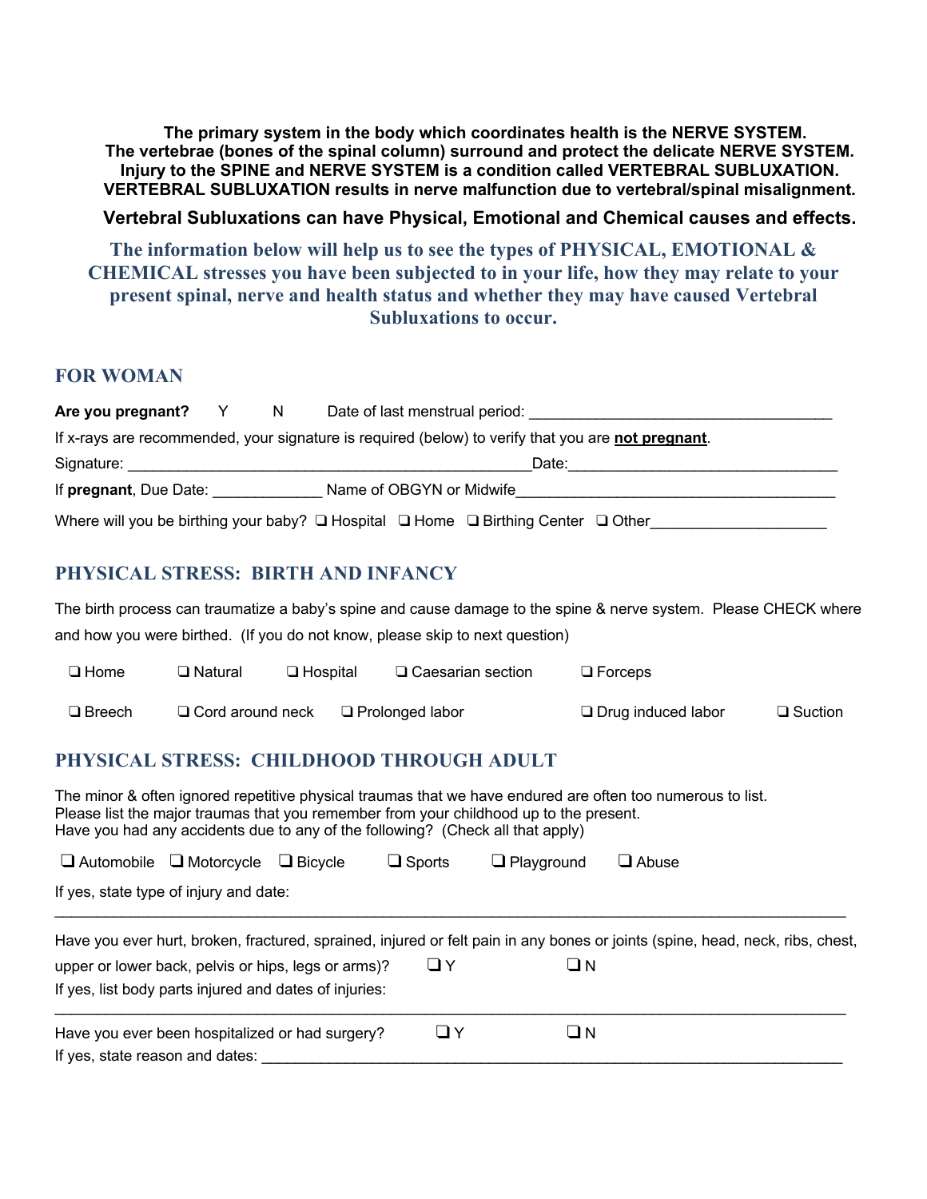**The primary system in the body which coordinates health is the NERVE SYSTEM.**
**The vertebrae (bones of the spinal column) surround and protect the delicate NERVE SYSTEM.**
**Injury to the SPINE and NERVE SYSTEM is a condition called VERTEBRAL SUBLUXATION.**
**VERTEBRAL SUBLUXATION results in nerve malfunction due to vertebral/spinal misalignment.**

**Vertebral Subluxations can have Physical, Emotional and Chemical causes and effects.**

**The information below will help us to see the types of PHYSICAL, EMOTIONAL & CHEMICAL stresses you have been subjected to in your life, how they may relate to your present spinal, nerve and health status and whether they may have caused Vertebral Subluxations to occur.**

## FOR WOMAN

**Are you pregnant?** Y N Date of last menstrual period: ____________________________________

If x-rays are recommended, your signature is required (below) to verify that you are **not pregnant**.

Signature: ______________________________________________ Date: ________________________________

If **pregnant**, Due Date: _____________ Name of OBGYN or Midwife_____________________________________

Where will you be birthing your baby? ❑ Hospital ❑ Home ❑ Birthing Center ❑ Other____________________

## PHYSICAL STRESS: BIRTH AND INFANCY

The birth process can traumatize a baby's spine and cause damage to the spine & nerve system. Please CHECK where and how you were birthed. (If you do not know, please skip to next question)

❑ Home ❑ Natural ❑ Hospital ❑ Caesarian section ❑ Forceps

❑ Breech ❑ Cord around neck ❑ Prolonged labor ❑ Drug induced labor ❑ Suction

## PHYSICAL STRESS: CHILDHOOD THROUGH ADULT

The minor & often ignored repetitive physical traumas that we have endured are often too numerous to list.
Please list the major traumas that you remember from your childhood up to the present.
Have you had any accidents due to any of the following? (Check all that apply)

❑ Automobile ❑ Motorcycle ❑ Bicycle ❑ Sports ❑ Playground ❑ Abuse

If yes, state type of injury and date:

_____________________________________________________________________________________________

Have you ever hurt, broken, fractured, sprained, injured or felt pain in any bones or joints (spine, head, neck, ribs, chest, upper or lower back, pelvis or hips, legs or arms)? ❑ Y ❑ N

If yes, list body parts injured and dates of injuries:

_____________________________________________________________________________________________

Have you ever been hospitalized or had surgery? ❑ Y ❑ N

If yes, state reason and dates: _________________________________________________________________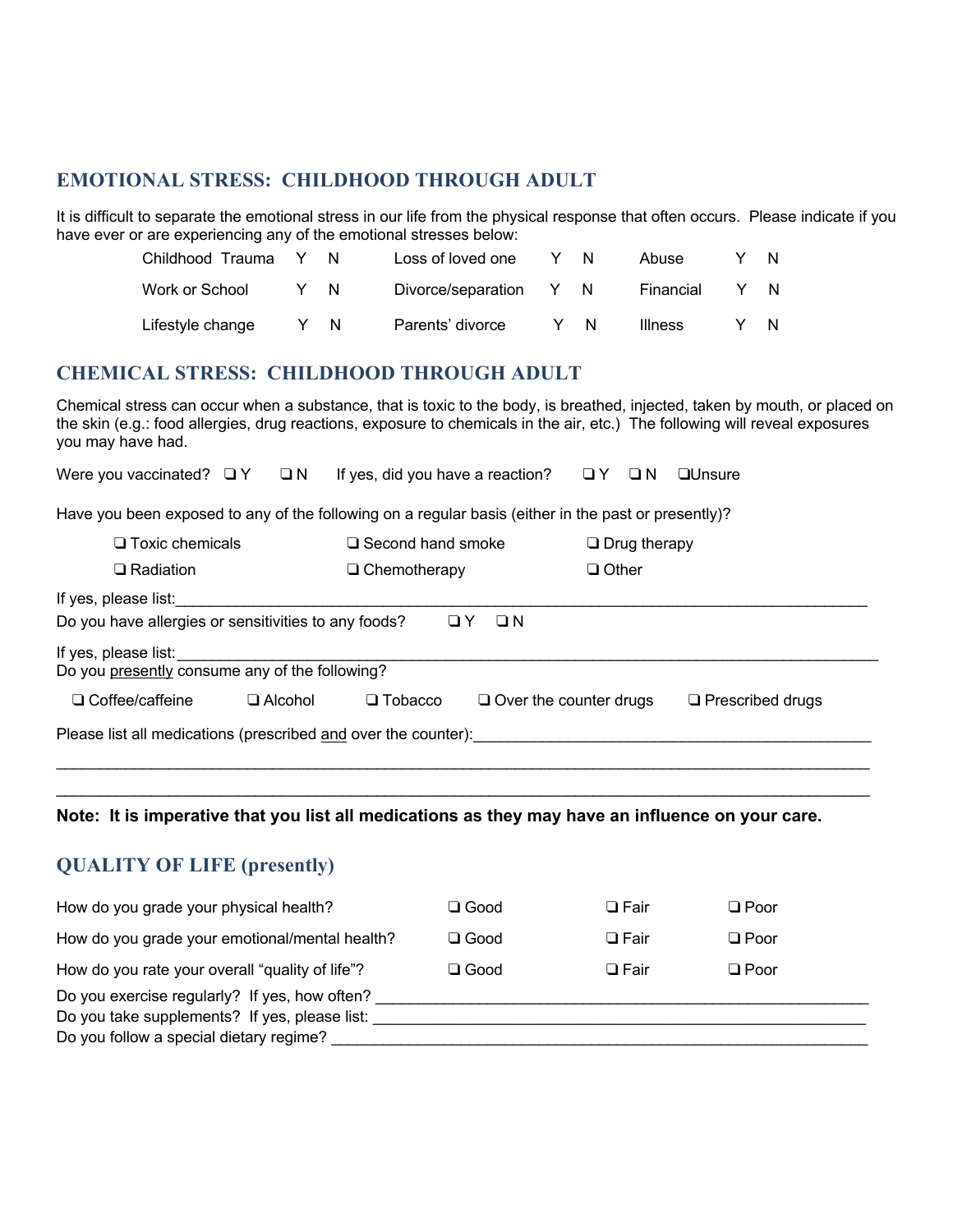## EMOTIONAL STRESS: CHILDHOOD THROUGH ADULT

It is difficult to separate the emotional stress in our life from the physical response that often occurs. Please indicate if you have ever or are experiencing any of the emotional stresses below:

| | | | | | |
|---|---|---|---|---|---|
| Childhood Trauma | Y N | Loss of loved one | Y N | Abuse | Y N |
| Work or School | Y N | Divorce/separation | Y N | Financial | Y N |
| Lifestyle change | Y N | Parents' divorce | Y N | Illness | Y N |

## CHEMICAL STRESS: CHILDHOOD THROUGH ADULT

Chemical stress can occur when a substance, that is toxic to the body, is breathed, injected, taken by mouth, or placed on the skin (e.g.: food allergies, drug reactions, exposure to chemicals in the air, etc.) The following will reveal exposures you may have had.

Were you vaccinated? ❑ Y ❑ N If yes, did you have a reaction? ❑ Y ❑ N ❑Unsure

Have you been exposed to any of the following on a regular basis (either in the past or presently)?

❑ Toxic chemicals ❑ Second hand smoke ❑ Drug therapy

❑ Radiation ❑ Chemotherapy ❑ Other

If yes, please list:\_\_\_\_\_\_\_\_\_\_\_\_\_\_\_\_\_\_\_\_\_\_\_\_\_\_\_\_\_\_\_\_\_\_\_\_\_\_\_\_\_\_\_\_\_\_\_\_\_\_\_\_

Do you have allergies or sensitivities to any foods? ❑ Y ❑ N

If yes, please list:\_\_\_\_\_\_\_\_\_\_\_\_\_\_\_\_\_\_\_\_\_\_\_\_\_\_\_\_\_\_\_\_\_\_\_\_\_\_\_\_\_\_\_\_\_\_\_\_\_\_\_\_

Do you <u>presently</u> consume any of the following?

❑ Coffee/caffeine ❑ Alcohol ❑ Tobacco ❑ Over the counter drugs ❑ Prescribed drugs

Please list all medications (prescribed <u>and</u> over the counter):\_\_\_\_\_\_\_\_\_\_\_\_\_\_\_\_\_\_\_\_\_\_\_\_\_\_\_\_\_\_\_\_

\_\_\_\_\_\_\_\_\_\_\_\_\_\_\_\_\_\_\_\_\_\_\_\_\_\_\_\_\_\_\_\_\_\_\_\_\_\_\_\_\_\_\_\_\_\_\_\_\_\_\_\_\_\_\_\_\_\_\_\_\_\_\_\_\_\_\_\_\_\_

\_\_\_\_\_\_\_\_\_\_\_\_\_\_\_\_\_\_\_\_\_\_\_\_\_\_\_\_\_\_\_\_\_\_\_\_\_\_\_\_\_\_\_\_\_\_\_\_\_\_\_\_\_\_\_\_\_\_\_\_\_\_\_\_\_\_\_\_\_\_

**Note: It is imperative that you list all medications as they may have an influence on your care.**

## QUALITY OF LIFE (presently)

| | | | |
|---|---|---|---|
| How do you grade your physical health? | ❑ Good | ❑ Fair | ❑ Poor |
| How do you grade your emotional/mental health? | ❑ Good | ❑ Fair | ❑ Poor |
| How do you rate your overall "quality of life"? | ❑ Good | ❑ Fair | ❑ Poor |

Do you exercise regularly? If yes, how often? \_\_\_\_\_\_\_\_\_\_\_\_\_\_\_\_\_\_\_\_\_\_\_\_\_\_\_\_\_\_\_\_\_\_\_\_\_\_\_\_

Do you take supplements? If yes, please list: \_\_\_\_\_\_\_\_\_\_\_\_\_\_\_\_\_\_\_\_\_\_\_\_\_\_\_\_\_\_\_\_\_\_\_\_\_\_\_\_

Do you follow a special dietary regime? \_\_\_\_\_\_\_\_\_\_\_\_\_\_\_\_\_\_\_\_\_\_\_\_\_\_\_\_\_\_\_\_\_\_\_\_\_\_\_\_\_\_\_\_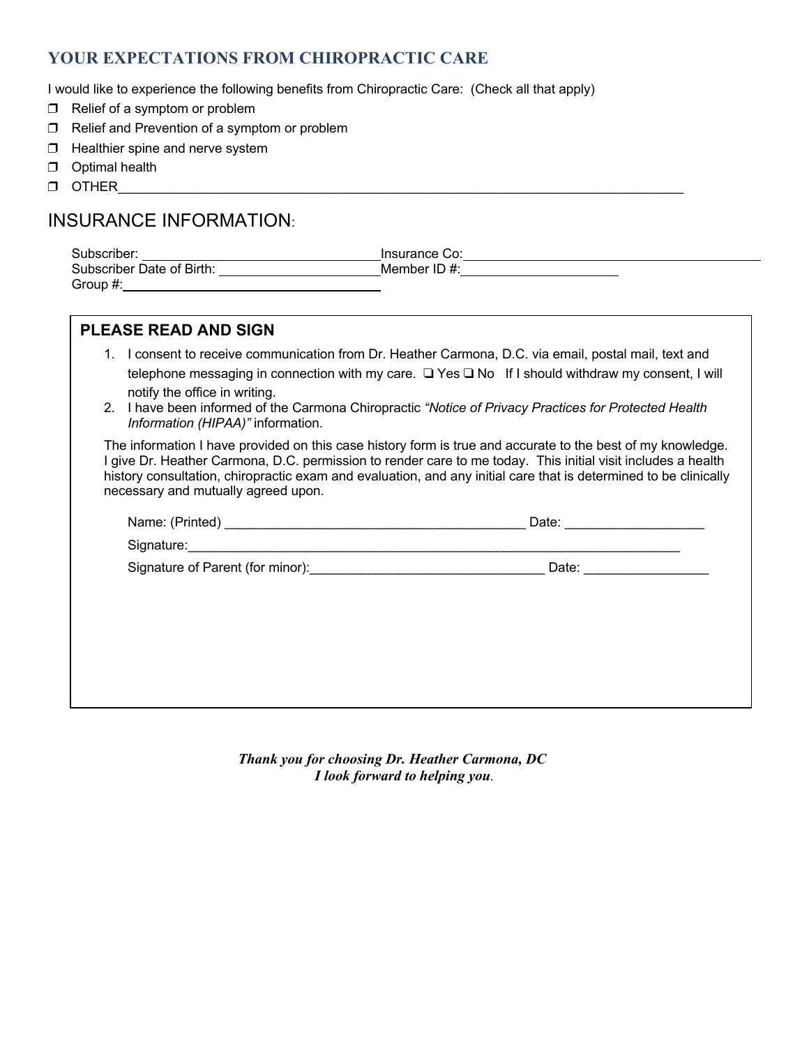## YOUR EXPECTATIONS FROM CHIROPRACTIC CARE

I would like to experience the following benefits from Chiropractic Care: (Check all that apply)

- ❒ Relief of a symptom or problem
- ❒ Relief and Prevention of a symptom or problem
- ❒ Healthier spine and nerve system
- ❒ Optimal health
- ❒ OTHER_______________________________________________________________________________

## INSURANCE INFORMATION:

Subscriber: ________________________________ Insurance Co: ________________________________________

Subscriber Date of Birth: ______________________ Member ID #: ______________________

Group #: __________________________________

### PLEASE READ AND SIGN

1. I consent to receive communication from Dr. Heather Carmona, D.C. via email, postal mail, text and telephone messaging in connection with my care. ❑ Yes ❑ No If I should withdraw my consent, I will notify the office in writing.
2. I have been informed of the Carmona Chiropractic *"Notice of Privacy Practices for Protected Health Information (HIPAA)"* information.

The information I have provided on this case history form is true and accurate to the best of my knowledge. I give Dr. Heather Carmona, D.C. permission to render care to me today. This initial visit includes a health history consultation, chiropractic exam and evaluation, and any initial care that is determined to be clinically necessary and mutually agreed upon.

Name: (Printed) _________________________________________ Date: ___________________

Signature:____________________________________________________________________

Signature of Parent (for minor):________________________________ Date: _________________

***Thank you for choosing Dr. Heather Carmona, DC***
***I look forward to helping you.***